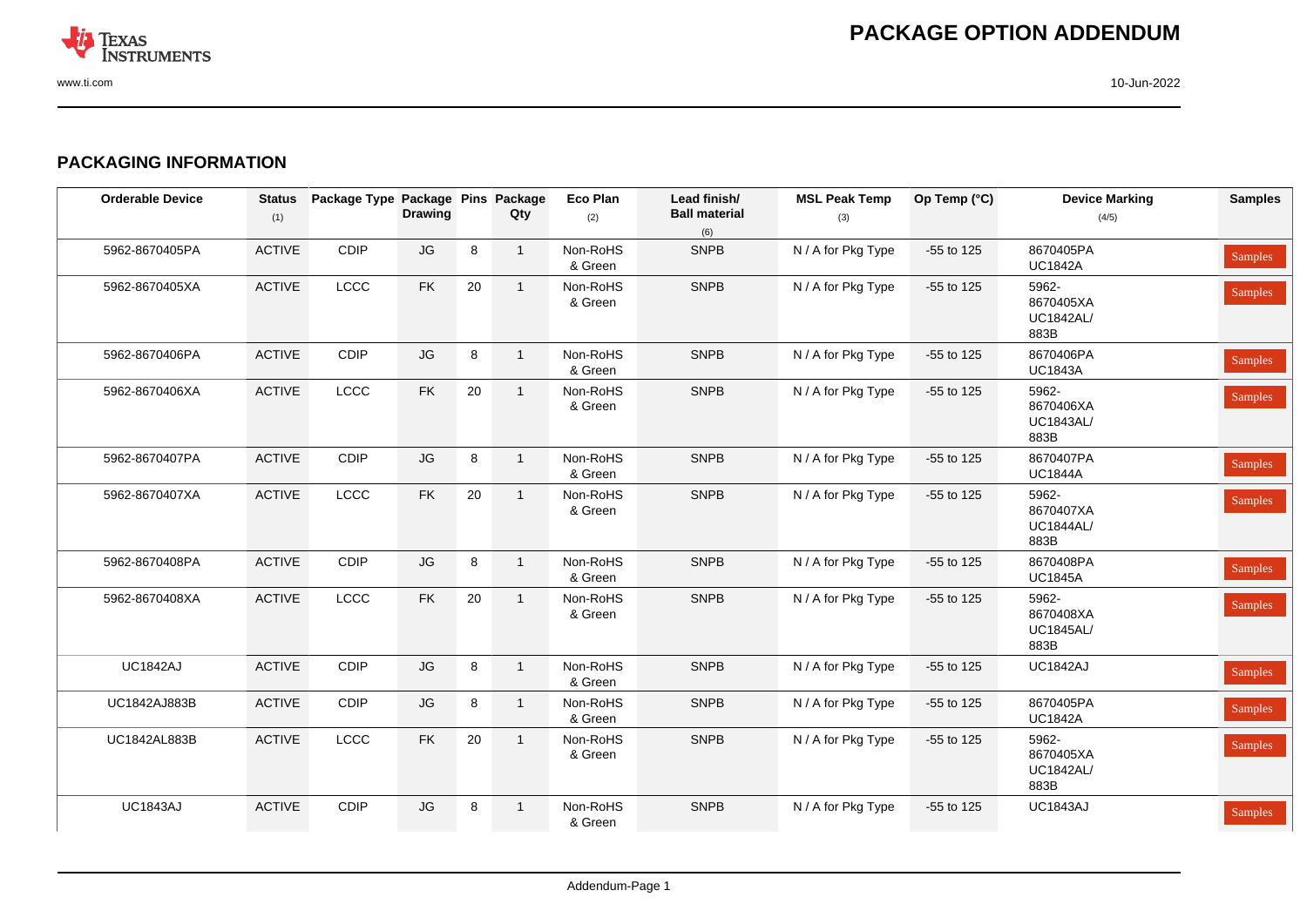## PACKAGING INFORMATION

| Orderable Device | Status (1) | Package Type | Package Drawing | Pins | Package Qty | Eco Plan (2) | Lead finish/ Ball material (6) | MSL Peak Temp (3) | Op Temp (°C) | Device Marking (4/5) | Samples |
|---|---|---|---|---|---|---|---|---|---|---|---|
| 5962-8670405PA | ACTIVE | CDIP | JG | 8 | 1 | Non-RoHS & Green | SNPB | N / A for Pkg Type | -55 to 125 | 8670405PA UC1842A | Samples |
| 5962-8670405XA | ACTIVE | LCCC | FK | 20 | 1 | Non-RoHS & Green | SNPB | N / A for Pkg Type | -55 to 125 | 5962- 8670405XA UC1842AL/ 883B | Samples |
| 5962-8670406PA | ACTIVE | CDIP | JG | 8 | 1 | Non-RoHS & Green | SNPB | N / A for Pkg Type | -55 to 125 | 8670406PA UC1843A | Samples |
| 5962-8670406XA | ACTIVE | LCCC | FK | 20 | 1 | Non-RoHS & Green | SNPB | N / A for Pkg Type | -55 to 125 | 5962- 8670406XA UC1843AL/ 883B | Samples |
| 5962-8670407PA | ACTIVE | CDIP | JG | 8 | 1 | Non-RoHS & Green | SNPB | N / A for Pkg Type | -55 to 125 | 8670407PA UC1844A | Samples |
| 5962-8670407XA | ACTIVE | LCCC | FK | 20 | 1 | Non-RoHS & Green | SNPB | N / A for Pkg Type | -55 to 125 | 5962- 8670407XA UC1844AL/ 883B | Samples |
| 5962-8670408PA | ACTIVE | CDIP | JG | 8 | 1 | Non-RoHS & Green | SNPB | N / A for Pkg Type | -55 to 125 | 8670408PA UC1845A | Samples |
| 5962-8670408XA | ACTIVE | LCCC | FK | 20 | 1 | Non-RoHS & Green | SNPB | N / A for Pkg Type | -55 to 125 | 5962- 8670408XA UC1845AL/ 883B | Samples |
| UC1842AJ | ACTIVE | CDIP | JG | 8 | 1 | Non-RoHS & Green | SNPB | N / A for Pkg Type | -55 to 125 | UC1842AJ | Samples |
| UC1842AJ883B | ACTIVE | CDIP | JG | 8 | 1 | Non-RoHS & Green | SNPB | N / A for Pkg Type | -55 to 125 | 8670405PA UC1842A | Samples |
| UC1842AL883B | ACTIVE | LCCC | FK | 20 | 1 | Non-RoHS & Green | SNPB | N / A for Pkg Type | -55 to 125 | 5962- 8670405XA UC1842AL/ 883B | Samples |
| UC1843AJ | ACTIVE | CDIP | JG | 8 | 1 | Non-RoHS & Green | SNPB | N / A for Pkg Type | -55 to 125 | UC1843AJ | Samples |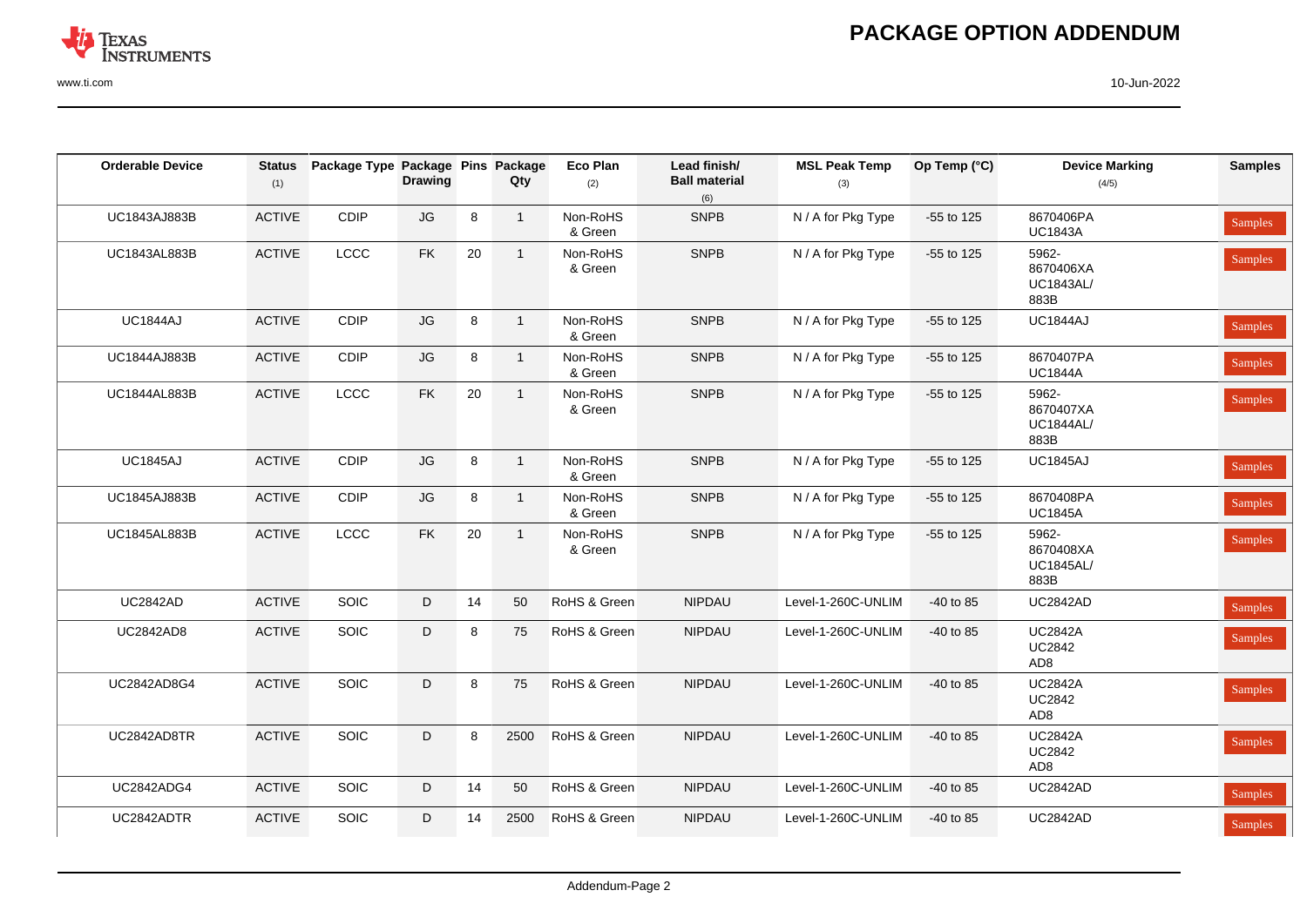| Orderable Device | Status (1) | Package Type | Package Drawing | Pins | Package Qty | Eco Plan (2) | Lead finish/ Ball material (6) | MSL Peak Temp (3) | Op Temp (°C) | Device Marking (4/5) | Samples |
|---|---|---|---|---|---|---|---|---|---|---|---|
| UC1843AJ883B | ACTIVE | CDIP | JG | 8 | 1 | Non-RoHS & Green | SNPB | N / A for Pkg Type | -55 to 125 | 8670406PA UC1843A | Samples |
| UC1843AL883B | ACTIVE | LCCC | FK | 20 | 1 | Non-RoHS & Green | SNPB | N / A for Pkg Type | -55 to 125 | 5962- 8670406XA UC1843AL/ 883B | Samples |
| UC1844AJ | ACTIVE | CDIP | JG | 8 | 1 | Non-RoHS & Green | SNPB | N / A for Pkg Type | -55 to 125 | UC1844AJ | Samples |
| UC1844AJ883B | ACTIVE | CDIP | JG | 8 | 1 | Non-RoHS & Green | SNPB | N / A for Pkg Type | -55 to 125 | 8670407PA UC1844A | Samples |
| UC1844AL883B | ACTIVE | LCCC | FK | 20 | 1 | Non-RoHS & Green | SNPB | N / A for Pkg Type | -55 to 125 | 5962- 8670407XA UC1844AL/ 883B | Samples |
| UC1845AJ | ACTIVE | CDIP | JG | 8 | 1 | Non-RoHS & Green | SNPB | N / A for Pkg Type | -55 to 125 | UC1845AJ | Samples |
| UC1845AJ883B | ACTIVE | CDIP | JG | 8 | 1 | Non-RoHS & Green | SNPB | N / A for Pkg Type | -55 to 125 | 8670408PA UC1845A | Samples |
| UC1845AL883B | ACTIVE | LCCC | FK | 20 | 1 | Non-RoHS & Green | SNPB | N / A for Pkg Type | -55 to 125 | 5962- 8670408XA UC1845AL/ 883B | Samples |
| UC2842AD | ACTIVE | SOIC | D | 14 | 50 | RoHS & Green | NIPDAU | Level-1-260C-UNLIM | -40 to 85 | UC2842AD | Samples |
| UC2842AD8 | ACTIVE | SOIC | D | 8 | 75 | RoHS & Green | NIPDAU | Level-1-260C-UNLIM | -40 to 85 | UC2842A UC2842 AD8 | Samples |
| UC2842AD8G4 | ACTIVE | SOIC | D | 8 | 75 | RoHS & Green | NIPDAU | Level-1-260C-UNLIM | -40 to 85 | UC2842A UC2842 AD8 | Samples |
| UC2842AD8TR | ACTIVE | SOIC | D | 8 | 2500 | RoHS & Green | NIPDAU | Level-1-260C-UNLIM | -40 to 85 | UC2842A UC2842 AD8 | Samples |
| UC2842ADG4 | ACTIVE | SOIC | D | 14 | 50 | RoHS & Green | NIPDAU | Level-1-260C-UNLIM | -40 to 85 | UC2842AD | Samples |
| UC2842ADTR | ACTIVE | SOIC | D | 14 | 2500 | RoHS & Green | NIPDAU | Level-1-260C-UNLIM | -40 to 85 | UC2842AD | Samples |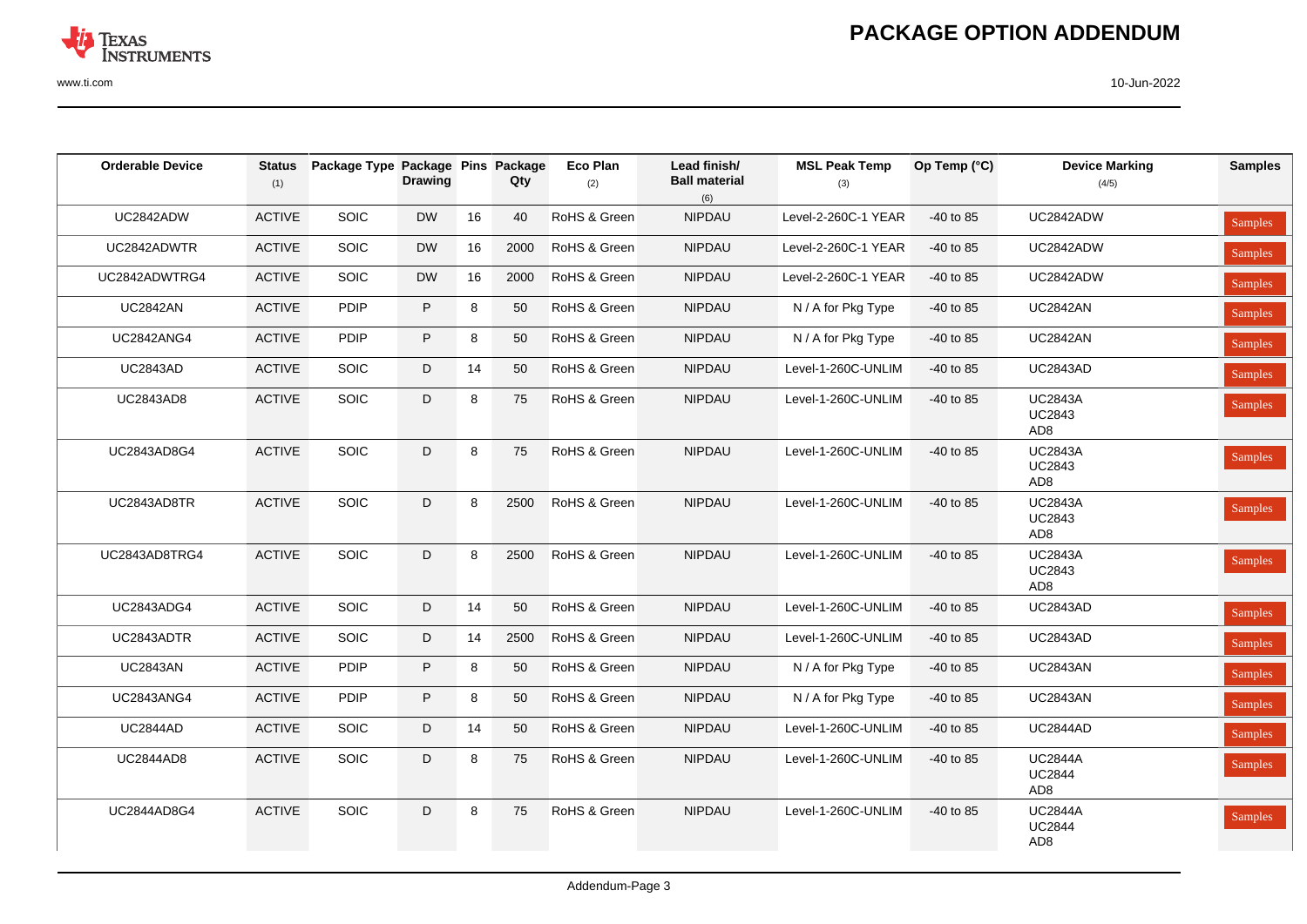# PACKAGE OPTION ADDENDUM

| Orderable Device | Status (1) | Package Type | Package Drawing | Pins | Package Qty | Eco Plan (2) | Lead finish/ Ball material (6) | MSL Peak Temp (3) | Op Temp (°C) | Device Marking (4/5) | Samples |
|---|---|---|---|---|---|---|---|---|---|---|---|
| UC2842ADW | ACTIVE | SOIC | DW | 16 | 40 | RoHS & Green | NIPDAU | Level-2-260C-1 YEAR | -40 to 85 | UC2842ADW | Samples |
| UC2842ADWTR | ACTIVE | SOIC | DW | 16 | 2000 | RoHS & Green | NIPDAU | Level-2-260C-1 YEAR | -40 to 85 | UC2842ADW | Samples |
| UC2842ADWTRG4 | ACTIVE | SOIC | DW | 16 | 2000 | RoHS & Green | NIPDAU | Level-2-260C-1 YEAR | -40 to 85 | UC2842ADW | Samples |
| UC2842AN | ACTIVE | PDIP | P | 8 | 50 | RoHS & Green | NIPDAU | N / A for Pkg Type | -40 to 85 | UC2842AN | Samples |
| UC2842ANG4 | ACTIVE | PDIP | P | 8 | 50 | RoHS & Green | NIPDAU | N / A for Pkg Type | -40 to 85 | UC2842AN | Samples |
| UC2843AD | ACTIVE | SOIC | D | 14 | 50 | RoHS & Green | NIPDAU | Level-1-260C-UNLIM | -40 to 85 | UC2843AD | Samples |
| UC2843AD8 | ACTIVE | SOIC | D | 8 | 75 | RoHS & Green | NIPDAU | Level-1-260C-UNLIM | -40 to 85 | UC2843A UC2843 AD8 | Samples |
| UC2843AD8G4 | ACTIVE | SOIC | D | 8 | 75 | RoHS & Green | NIPDAU | Level-1-260C-UNLIM | -40 to 85 | UC2843A UC2843 AD8 | Samples |
| UC2843AD8TR | ACTIVE | SOIC | D | 8 | 2500 | RoHS & Green | NIPDAU | Level-1-260C-UNLIM | -40 to 85 | UC2843A UC2843 AD8 | Samples |
| UC2843AD8TRG4 | ACTIVE | SOIC | D | 8 | 2500 | RoHS & Green | NIPDAU | Level-1-260C-UNLIM | -40 to 85 | UC2843A UC2843 AD8 | Samples |
| UC2843ADG4 | ACTIVE | SOIC | D | 14 | 50 | RoHS & Green | NIPDAU | Level-1-260C-UNLIM | -40 to 85 | UC2843AD | Samples |
| UC2843ADTR | ACTIVE | SOIC | D | 14 | 2500 | RoHS & Green | NIPDAU | Level-1-260C-UNLIM | -40 to 85 | UC2843AD | Samples |
| UC2843AN | ACTIVE | PDIP | P | 8 | 50 | RoHS & Green | NIPDAU | N / A for Pkg Type | -40 to 85 | UC2843AN | Samples |
| UC2843ANG4 | ACTIVE | PDIP | P | 8 | 50 | RoHS & Green | NIPDAU | N / A for Pkg Type | -40 to 85 | UC2843AN | Samples |
| UC2844AD | ACTIVE | SOIC | D | 14 | 50 | RoHS & Green | NIPDAU | Level-1-260C-UNLIM | -40 to 85 | UC2844AD | Samples |
| UC2844AD8 | ACTIVE | SOIC | D | 8 | 75 | RoHS & Green | NIPDAU | Level-1-260C-UNLIM | -40 to 85 | UC2844A UC2844 AD8 | Samples |
| UC2844AD8G4 | ACTIVE | SOIC | D | 8 | 75 | RoHS & Green | NIPDAU | Level-1-260C-UNLIM | -40 to 85 | UC2844A UC2844 AD8 | Samples |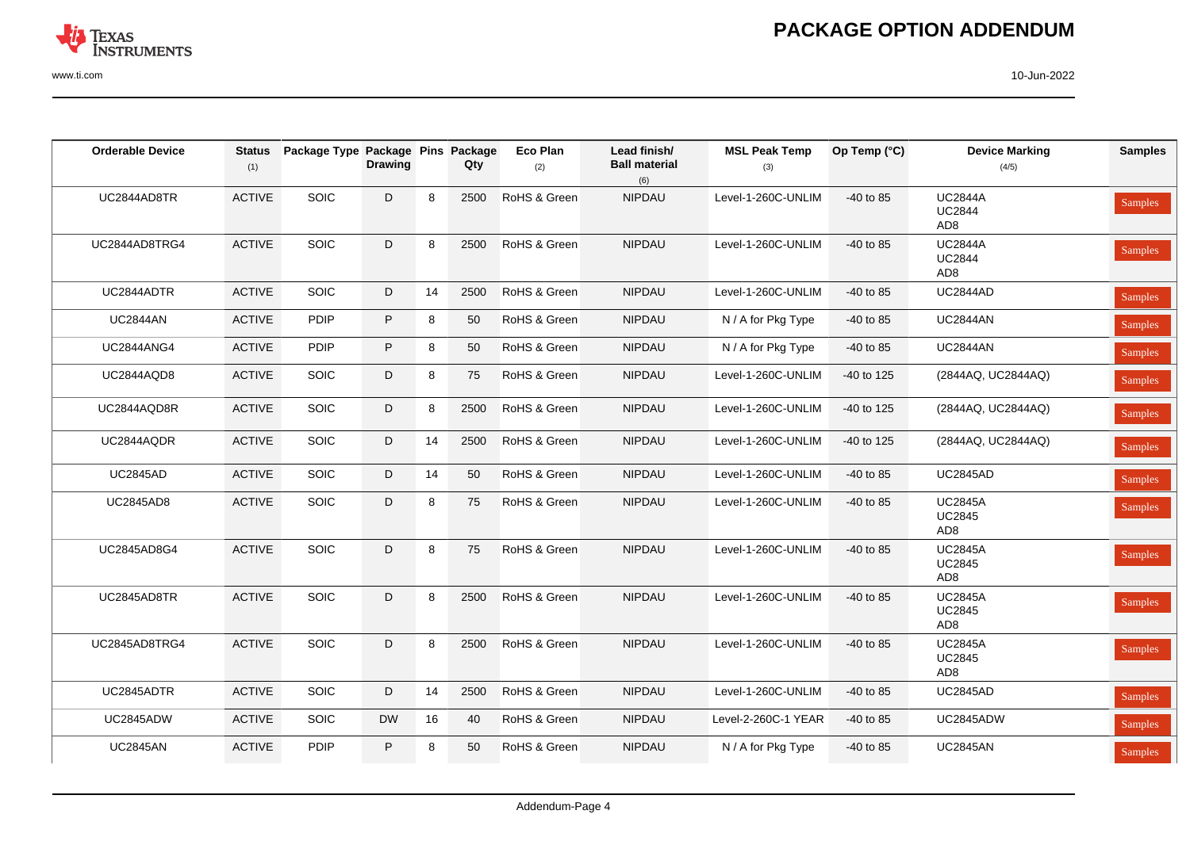# PACKAGE OPTION ADDENDUM

| Orderable Device | Status (1) | Package Type | Package Drawing | Pins | Package Qty | Eco Plan (2) | Lead finish/ Ball material (6) | MSL Peak Temp (3) | Op Temp (°C) | Device Marking (4/5) | Samples |
|---|---|---|---|---|---|---|---|---|---|---|---|
| UC2844AD8TR | ACTIVE | SOIC | D | 8 | 2500 | RoHS & Green | NIPDAU | Level-1-260C-UNLIM | -40 to 85 | UC2844A UC2844 AD8 | Samples |
| UC2844AD8TRG4 | ACTIVE | SOIC | D | 8 | 2500 | RoHS & Green | NIPDAU | Level-1-260C-UNLIM | -40 to 85 | UC2844A UC2844 AD8 | Samples |
| UC2844ADTR | ACTIVE | SOIC | D | 14 | 2500 | RoHS & Green | NIPDAU | Level-1-260C-UNLIM | -40 to 85 | UC2844AD | Samples |
| UC2844AN | ACTIVE | PDIP | P | 8 | 50 | RoHS & Green | NIPDAU | N / A for Pkg Type | -40 to 85 | UC2844AN | Samples |
| UC2844ANG4 | ACTIVE | PDIP | P | 8 | 50 | RoHS & Green | NIPDAU | N / A for Pkg Type | -40 to 85 | UC2844AN | Samples |
| UC2844AQD8 | ACTIVE | SOIC | D | 8 | 75 | RoHS & Green | NIPDAU | Level-1-260C-UNLIM | -40 to 125 | (2844AQ, UC2844AQ) | Samples |
| UC2844AQD8R | ACTIVE | SOIC | D | 8 | 2500 | RoHS & Green | NIPDAU | Level-1-260C-UNLIM | -40 to 125 | (2844AQ, UC2844AQ) | Samples |
| UC2844AQDR | ACTIVE | SOIC | D | 14 | 2500 | RoHS & Green | NIPDAU | Level-1-260C-UNLIM | -40 to 125 | (2844AQ, UC2844AQ) | Samples |
| UC2845AD | ACTIVE | SOIC | D | 14 | 50 | RoHS & Green | NIPDAU | Level-1-260C-UNLIM | -40 to 85 | UC2845AD | Samples |
| UC2845AD8 | ACTIVE | SOIC | D | 8 | 75 | RoHS & Green | NIPDAU | Level-1-260C-UNLIM | -40 to 85 | UC2845A UC2845 AD8 | Samples |
| UC2845AD8G4 | ACTIVE | SOIC | D | 8 | 75 | RoHS & Green | NIPDAU | Level-1-260C-UNLIM | -40 to 85 | UC2845A UC2845 AD8 | Samples |
| UC2845AD8TR | ACTIVE | SOIC | D | 8 | 2500 | RoHS & Green | NIPDAU | Level-1-260C-UNLIM | -40 to 85 | UC2845A UC2845 AD8 | Samples |
| UC2845AD8TRG4 | ACTIVE | SOIC | D | 8 | 2500 | RoHS & Green | NIPDAU | Level-1-260C-UNLIM | -40 to 85 | UC2845A UC2845 AD8 | Samples |
| UC2845ADTR | ACTIVE | SOIC | D | 14 | 2500 | RoHS & Green | NIPDAU | Level-1-260C-UNLIM | -40 to 85 | UC2845AD | Samples |
| UC2845ADW | ACTIVE | SOIC | DW | 16 | 40 | RoHS & Green | NIPDAU | Level-2-260C-1 YEAR | -40 to 85 | UC2845ADW | Samples |
| UC2845AN | ACTIVE | PDIP | P | 8 | 50 | RoHS & Green | NIPDAU | N / A for Pkg Type | -40 to 85 | UC2845AN | Samples |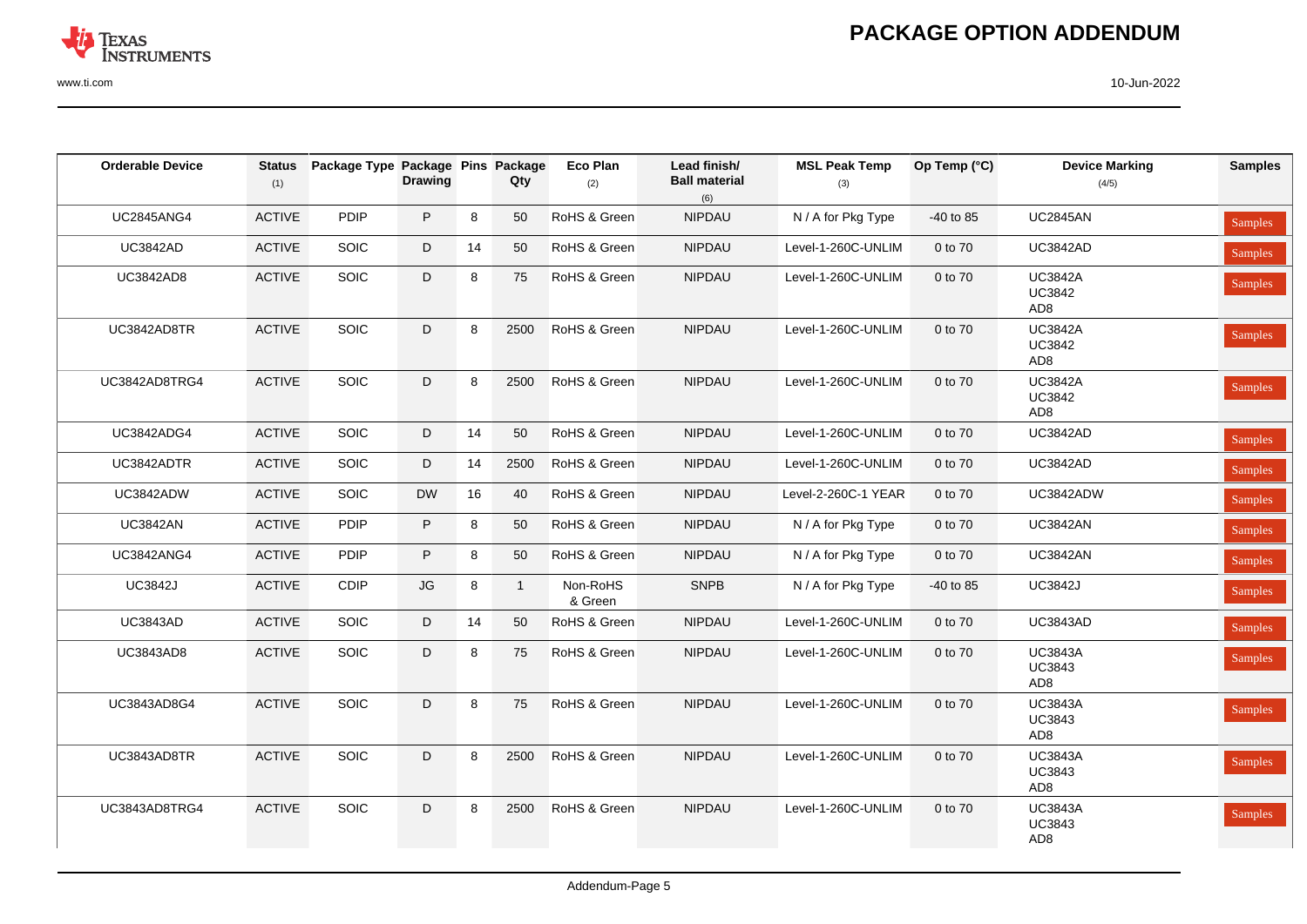| Orderable Device | Status (1) | Package Type | Package Drawing | Pins | Package Qty | Eco Plan (2) | Lead finish/ Ball material (6) | MSL Peak Temp (3) | Op Temp (°C) | Device Marking (4/5) | Samples |
|---|---|---|---|---|---|---|---|---|---|---|---|
| UC2845ANG4 | ACTIVE | PDIP | P | 8 | 50 | RoHS & Green | NIPDAU | N / A for Pkg Type | -40 to 85 | UC2845AN | Samples |
| UC3842AD | ACTIVE | SOIC | D | 14 | 50 | RoHS & Green | NIPDAU | Level-1-260C-UNLIM | 0 to 70 | UC3842AD | Samples |
| UC3842AD8 | ACTIVE | SOIC | D | 8 | 75 | RoHS & Green | NIPDAU | Level-1-260C-UNLIM | 0 to 70 | UC3842A UC3842 AD8 | Samples |
| UC3842AD8TR | ACTIVE | SOIC | D | 8 | 2500 | RoHS & Green | NIPDAU | Level-1-260C-UNLIM | 0 to 70 | UC3842A UC3842 AD8 | Samples |
| UC3842AD8TRG4 | ACTIVE | SOIC | D | 8 | 2500 | RoHS & Green | NIPDAU | Level-1-260C-UNLIM | 0 to 70 | UC3842A UC3842 AD8 | Samples |
| UC3842ADG4 | ACTIVE | SOIC | D | 14 | 50 | RoHS & Green | NIPDAU | Level-1-260C-UNLIM | 0 to 70 | UC3842AD | Samples |
| UC3842ADTR | ACTIVE | SOIC | D | 14 | 2500 | RoHS & Green | NIPDAU | Level-1-260C-UNLIM | 0 to 70 | UC3842AD | Samples |
| UC3842ADW | ACTIVE | SOIC | DW | 16 | 40 | RoHS & Green | NIPDAU | Level-2-260C-1 YEAR | 0 to 70 | UC3842ADW | Samples |
| UC3842AN | ACTIVE | PDIP | P | 8 | 50 | RoHS & Green | NIPDAU | N / A for Pkg Type | 0 to 70 | UC3842AN | Samples |
| UC3842ANG4 | ACTIVE | PDIP | P | 8 | 50 | RoHS & Green | NIPDAU | N / A for Pkg Type | 0 to 70 | UC3842AN | Samples |
| UC3842J | ACTIVE | CDIP | JG | 8 | 1 | Non-RoHS & Green | SNPB | N / A for Pkg Type | -40 to 85 | UC3842J | Samples |
| UC3843AD | ACTIVE | SOIC | D | 14 | 50 | RoHS & Green | NIPDAU | Level-1-260C-UNLIM | 0 to 70 | UC3843AD | Samples |
| UC3843AD8 | ACTIVE | SOIC | D | 8 | 75 | RoHS & Green | NIPDAU | Level-1-260C-UNLIM | 0 to 70 | UC3843A UC3843 AD8 | Samples |
| UC3843AD8G4 | ACTIVE | SOIC | D | 8 | 75 | RoHS & Green | NIPDAU | Level-1-260C-UNLIM | 0 to 70 | UC3843A UC3843 AD8 | Samples |
| UC3843AD8TR | ACTIVE | SOIC | D | 8 | 2500 | RoHS & Green | NIPDAU | Level-1-260C-UNLIM | 0 to 70 | UC3843A UC3843 AD8 | Samples |
| UC3843AD8TRG4 | ACTIVE | SOIC | D | 8 | 2500 | RoHS & Green | NIPDAU | Level-1-260C-UNLIM | 0 to 70 | UC3843A UC3843 AD8 | Samples |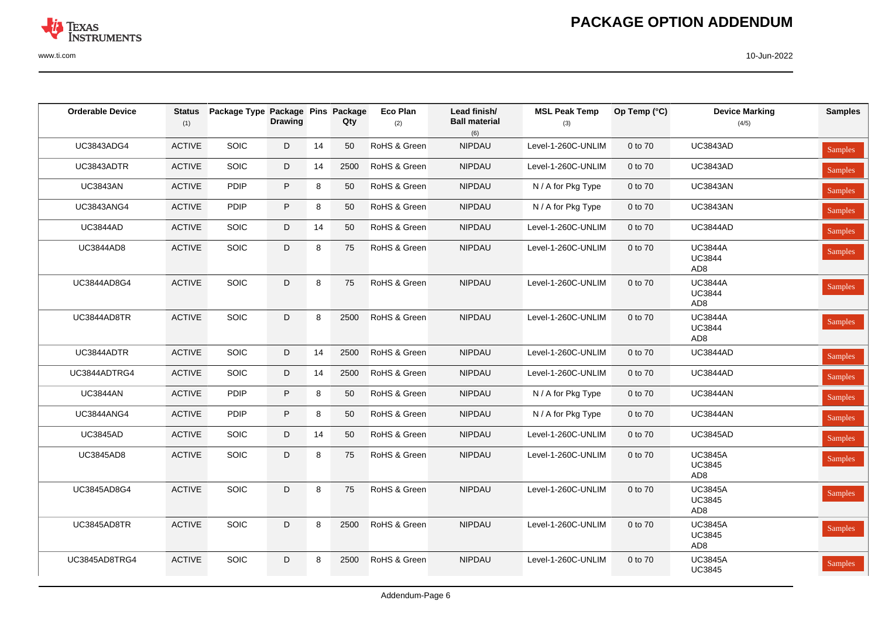| Orderable Device | Status (1) | Package Type | Package Drawing | Pins | Package Qty | Eco Plan (2) | Lead finish/ Ball material (6) | MSL Peak Temp (3) | Op Temp (°C) | Device Marking (4/5) | Samples |
|---|---|---|---|---|---|---|---|---|---|---|---|
| UC3843ADG4 | ACTIVE | SOIC | D | 14 | 50 | RoHS & Green | NIPDAU | Level-1-260C-UNLIM | 0 to 70 | UC3843AD | Samples |
| UC3843ADTR | ACTIVE | SOIC | D | 14 | 2500 | RoHS & Green | NIPDAU | Level-1-260C-UNLIM | 0 to 70 | UC3843AD | Samples |
| UC3843AN | ACTIVE | PDIP | P | 8 | 50 | RoHS & Green | NIPDAU | N / A for Pkg Type | 0 to 70 | UC3843AN | Samples |
| UC3843ANG4 | ACTIVE | PDIP | P | 8 | 50 | RoHS & Green | NIPDAU | N / A for Pkg Type | 0 to 70 | UC3843AN | Samples |
| UC3844AD | ACTIVE | SOIC | D | 14 | 50 | RoHS & Green | NIPDAU | Level-1-260C-UNLIM | 0 to 70 | UC3844AD | Samples |
| UC3844AD8 | ACTIVE | SOIC | D | 8 | 75 | RoHS & Green | NIPDAU | Level-1-260C-UNLIM | 0 to 70 | UC3844A UC3844 AD8 | Samples |
| UC3844AD8G4 | ACTIVE | SOIC | D | 8 | 75 | RoHS & Green | NIPDAU | Level-1-260C-UNLIM | 0 to 70 | UC3844A UC3844 AD8 | Samples |
| UC3844AD8TR | ACTIVE | SOIC | D | 8 | 2500 | RoHS & Green | NIPDAU | Level-1-260C-UNLIM | 0 to 70 | UC3844A UC3844 AD8 | Samples |
| UC3844ADTR | ACTIVE | SOIC | D | 14 | 2500 | RoHS & Green | NIPDAU | Level-1-260C-UNLIM | 0 to 70 | UC3844AD | Samples |
| UC3844ADTRG4 | ACTIVE | SOIC | D | 14 | 2500 | RoHS & Green | NIPDAU | Level-1-260C-UNLIM | 0 to 70 | UC3844AD | Samples |
| UC3844AN | ACTIVE | PDIP | P | 8 | 50 | RoHS & Green | NIPDAU | N / A for Pkg Type | 0 to 70 | UC3844AN | Samples |
| UC3844ANG4 | ACTIVE | PDIP | P | 8 | 50 | RoHS & Green | NIPDAU | N / A for Pkg Type | 0 to 70 | UC3844AN | Samples |
| UC3845AD | ACTIVE | SOIC | D | 14 | 50 | RoHS & Green | NIPDAU | Level-1-260C-UNLIM | 0 to 70 | UC3845AD | Samples |
| UC3845AD8 | ACTIVE | SOIC | D | 8 | 75 | RoHS & Green | NIPDAU | Level-1-260C-UNLIM | 0 to 70 | UC3845A UC3845 AD8 | Samples |
| UC3845AD8G4 | ACTIVE | SOIC | D | 8 | 75 | RoHS & Green | NIPDAU | Level-1-260C-UNLIM | 0 to 70 | UC3845A UC3845 AD8 | Samples |
| UC3845AD8TR | ACTIVE | SOIC | D | 8 | 2500 | RoHS & Green | NIPDAU | Level-1-260C-UNLIM | 0 to 70 | UC3845A UC3845 AD8 | Samples |
| UC3845AD8TRG4 | ACTIVE | SOIC | D | 8 | 2500 | RoHS & Green | NIPDAU | Level-1-260C-UNLIM | 0 to 70 | UC3845A UC3845 | Samples |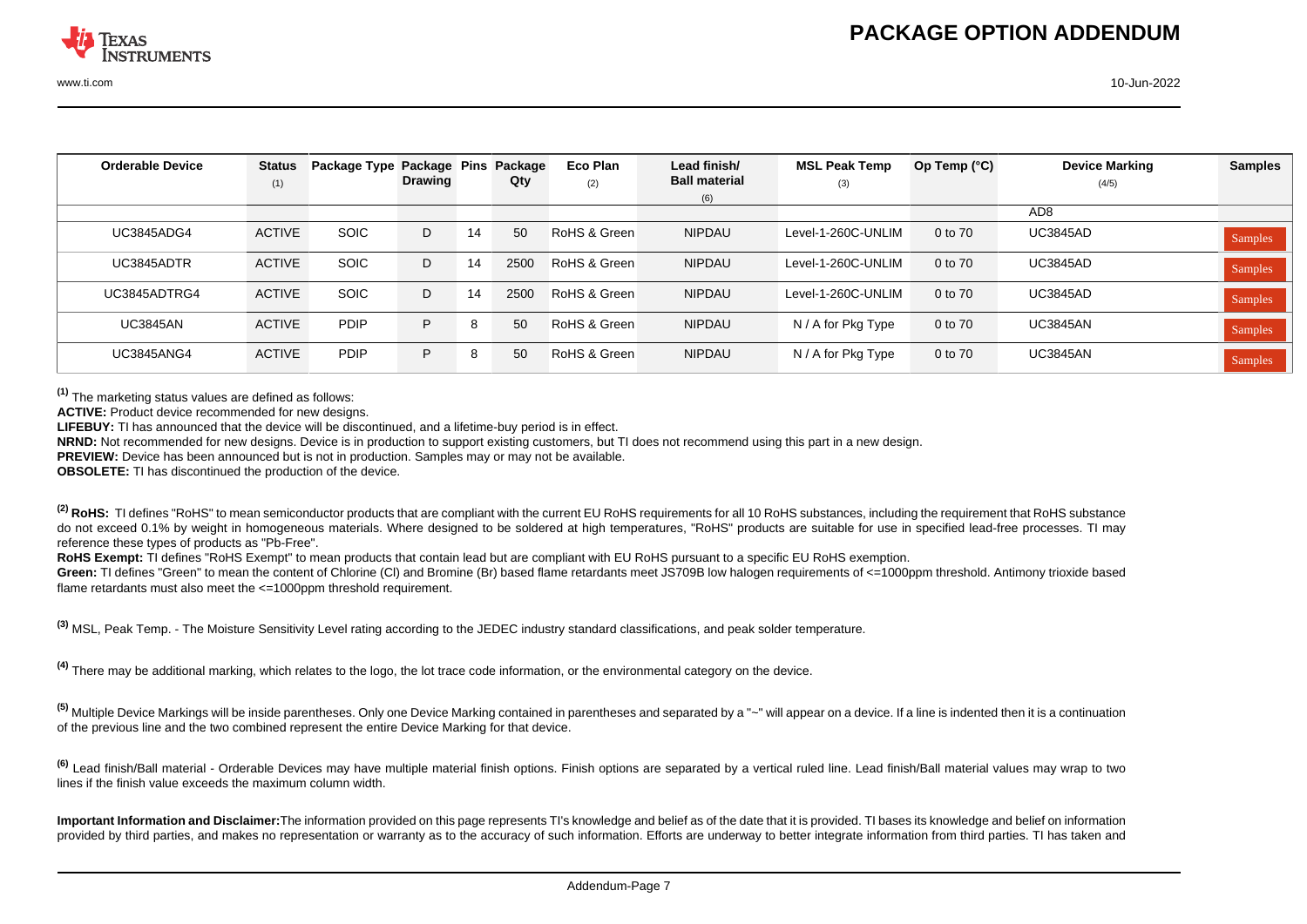# PACKAGE OPTION ADDENDUM

| Orderable Device | Status (1) | Package Type | Package Drawing | Pins | Package Qty | Eco Plan (2) | Lead finish/ Ball material (6) | MSL Peak Temp (3) | Op Temp (°C) | Device Marking (4/5) | Samples |
|---|---|---|---|---|---|---|---|---|---|---|---|
| | | | | | | | | | | AD8 | |
| UC3845ADG4 | ACTIVE | SOIC | D | 14 | 50 | RoHS & Green | NIPDAU | Level-1-260C-UNLIM | 0 to 70 | UC3845AD | Samples |
| UC3845ADTR | ACTIVE | SOIC | D | 14 | 2500 | RoHS & Green | NIPDAU | Level-1-260C-UNLIM | 0 to 70 | UC3845AD | Samples |
| UC3845ADTRG4 | ACTIVE | SOIC | D | 14 | 2500 | RoHS & Green | NIPDAU | Level-1-260C-UNLIM | 0 to 70 | UC3845AD | Samples |
| UC3845AN | ACTIVE | PDIP | P | 8 | 50 | RoHS & Green | NIPDAU | N / A for Pkg Type | 0 to 70 | UC3845AN | Samples |
| UC3845ANG4 | ACTIVE | PDIP | P | 8 | 50 | RoHS & Green | NIPDAU | N / A for Pkg Type | 0 to 70 | UC3845AN | Samples |

[1] The marketing status values are defined as follows:
**ACTIVE:** Product device recommended for new designs.
**LIFEBUY:** TI has announced that the device will be discontinued, and a lifetime-buy period is in effect.
**NRND:** Not recommended for new designs. Device is in production to support existing customers, but TI does not recommend using this part in a new design.
**PREVIEW:** Device has been announced but is not in production. Samples may or may not be available.
**OBSOLETE:** TI has discontinued the production of the device.

[2] **RoHS:** TI defines "RoHS" to mean semiconductor products that are compliant with the current EU RoHS requirements for all 10 RoHS substances, including the requirement that RoHS substance do not exceed 0.1% by weight in homogeneous materials. Where designed to be soldered at high temperatures, "RoHS" products are suitable for use in specified lead-free processes. TI may reference these types of products as "Pb-Free".
**RoHS Exempt:** TI defines "RoHS Exempt" to mean products that contain lead but are compliant with EU RoHS pursuant to a specific EU RoHS exemption.
**Green:** TI defines "Green" to mean the content of Chlorine (Cl) and Bromine (Br) based flame retardants meet JS709B low halogen requirements of <=1000ppm threshold. Antimony trioxide based flame retardants must also meet the <=1000ppm threshold requirement.

[3] MSL, Peak Temp. - The Moisture Sensitivity Level rating according to the JEDEC industry standard classifications, and peak solder temperature.

[4] There may be additional marking, which relates to the logo, the lot trace code information, or the environmental category on the device.

[5] Multiple Device Markings will be inside parentheses. Only one Device Marking contained in parentheses and separated by a "~" will appear on a device. If a line is indented then it is a continuation of the previous line and the two combined represent the entire Device Marking for that device.

[6] Lead finish/Ball material - Orderable Devices may have multiple material finish options. Finish options are separated by a vertical ruled line. Lead finish/Ball material values may wrap to two lines if the finish value exceeds the maximum column width.

**Important Information and Disclaimer:** The information provided on this page represents TI's knowledge and belief as of the date that it is provided. TI bases its knowledge and belief on information provided by third parties, and makes no representation or warranty as to the accuracy of such information. Efforts are underway to better integrate information from third parties. TI has taken and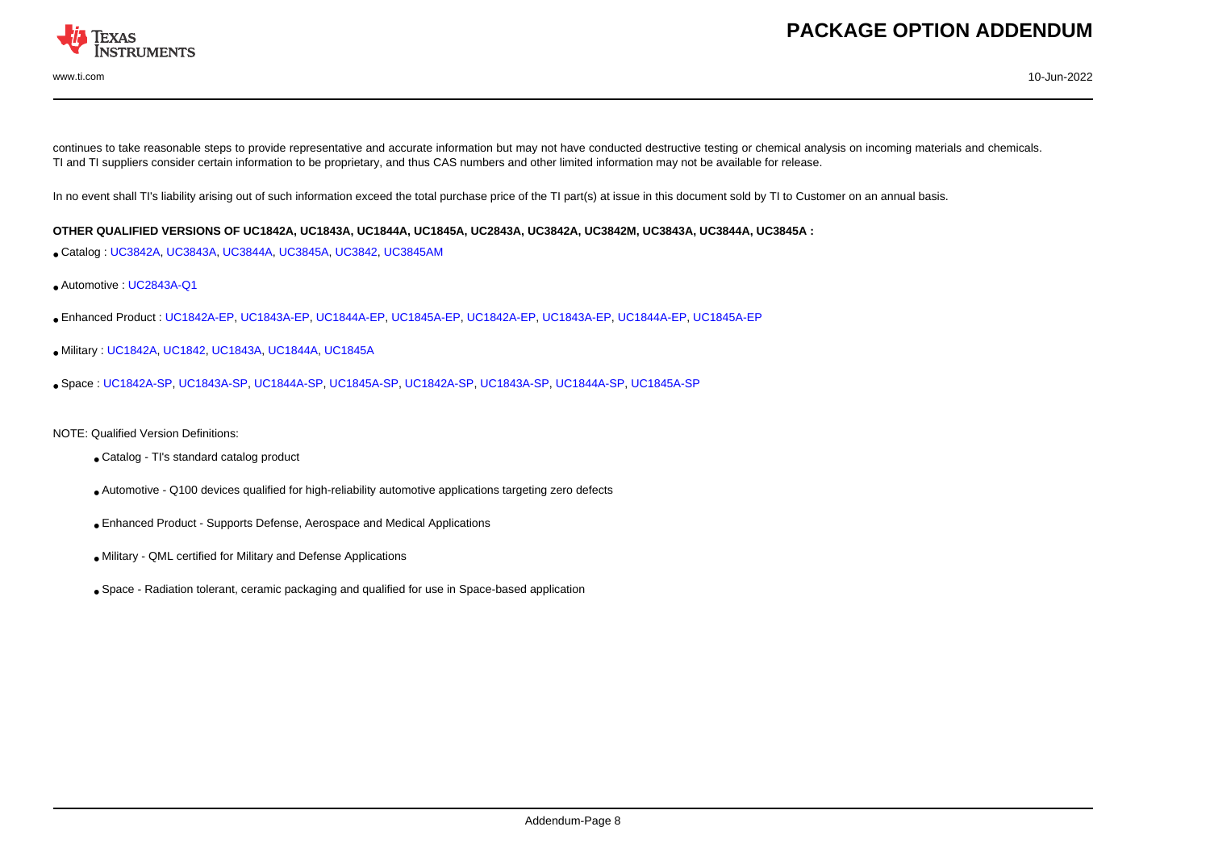continues to take reasonable steps to provide representative and accurate information but may not have conducted destructive testing or chemical analysis on incoming materials and chemicals. TI and TI suppliers consider certain information to be proprietary, and thus CAS numbers and other limited information may not be available for release.

In no event shall TI's liability arising out of such information exceed the total purchase price of the TI part(s) at issue in this document sold by TI to Customer on an annual basis.

**OTHER QUALIFIED VERSIONS OF UC1842A, UC1843A, UC1844A, UC1845A, UC2843A, UC3842A, UC3842M, UC3843A, UC3844A, UC3845A :**

- Catalog : UC3842A, UC3843A, UC3844A, UC3845A, UC3842, UC3845AM
- Automotive : UC2843A-Q1
- Enhanced Product : UC1842A-EP, UC1843A-EP, UC1844A-EP, UC1845A-EP, UC1842A-EP, UC1843A-EP, UC1844A-EP, UC1845A-EP
- Military : UC1842A, UC1842, UC1843A, UC1844A, UC1845A
- Space : UC1842A-SP, UC1843A-SP, UC1844A-SP, UC1845A-SP, UC1842A-SP, UC1843A-SP, UC1844A-SP, UC1845A-SP

NOTE: Qualified Version Definitions:

- Catalog - TI's standard catalog product
- Automotive - Q100 devices qualified for high-reliability automotive applications targeting zero defects
- Enhanced Product - Supports Defense, Aerospace and Medical Applications
- Military - QML certified for Military and Defense Applications
- Space - Radiation tolerant, ceramic packaging and qualified for use in Space-based application